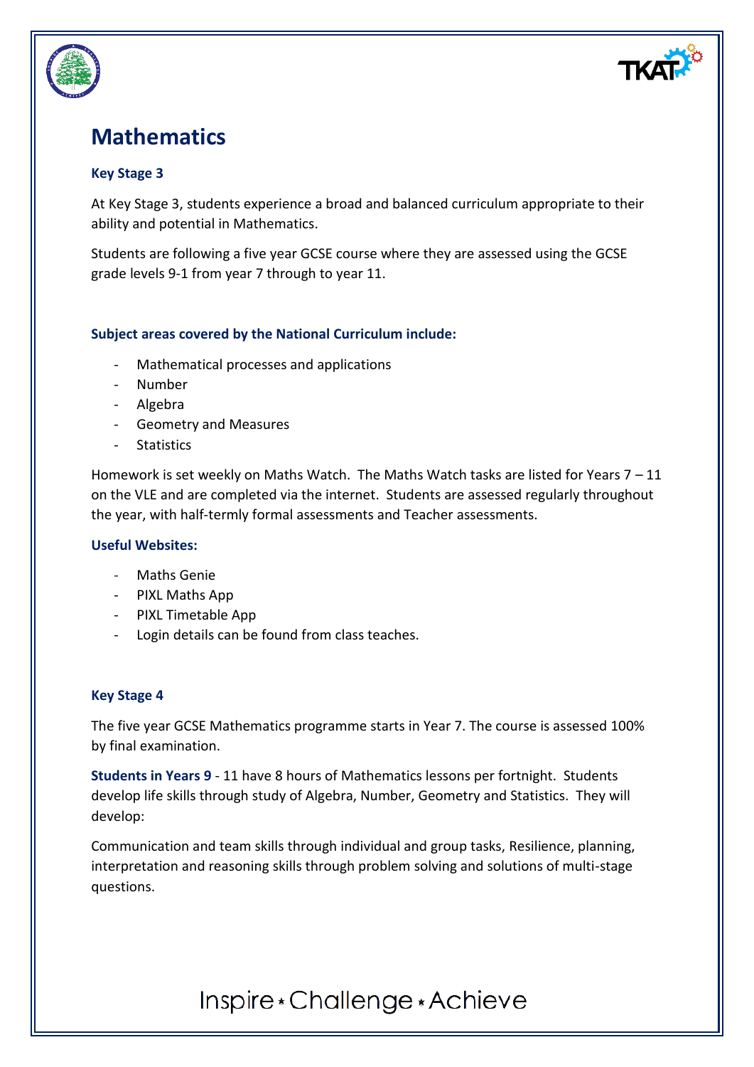# Mathematics

### Key Stage 3

At Key Stage 3, students experience a broad and balanced curriculum appropriate to their ability and potential in Mathematics.

Students are following a five year GCSE course where they are assessed using the GCSE grade levels 9-1 from year 7 through to year 11.

#### Subject areas covered by the National Curriculum include:

- Mathematical processes and applications
- Number
- Algebra
- Geometry and Measures
- Statistics

Homework is set weekly on Maths Watch. The Maths Watch tasks are listed for Years 7 – 11 on the VLE and are completed via the internet. Students are assessed regularly throughout the year, with half-termly formal assessments and Teacher assessments.

#### Useful Websites:

- Maths Genie
- PIXL Maths App
- PIXL Timetable App
- Login details can be found from class teaches.

### Key Stage 4

The five year GCSE Mathematics programme starts in Year 7. The course is assessed 100% by final examination.

**Students in Years 9** - 11 have 8 hours of Mathematics lessons per fortnight. Students develop life skills through study of Algebra, Number, Geometry and Statistics. They will develop:

Communication and team skills through individual and group tasks, Resilience, planning, interpretation and reasoning skills through problem solving and solutions of multi-stage questions.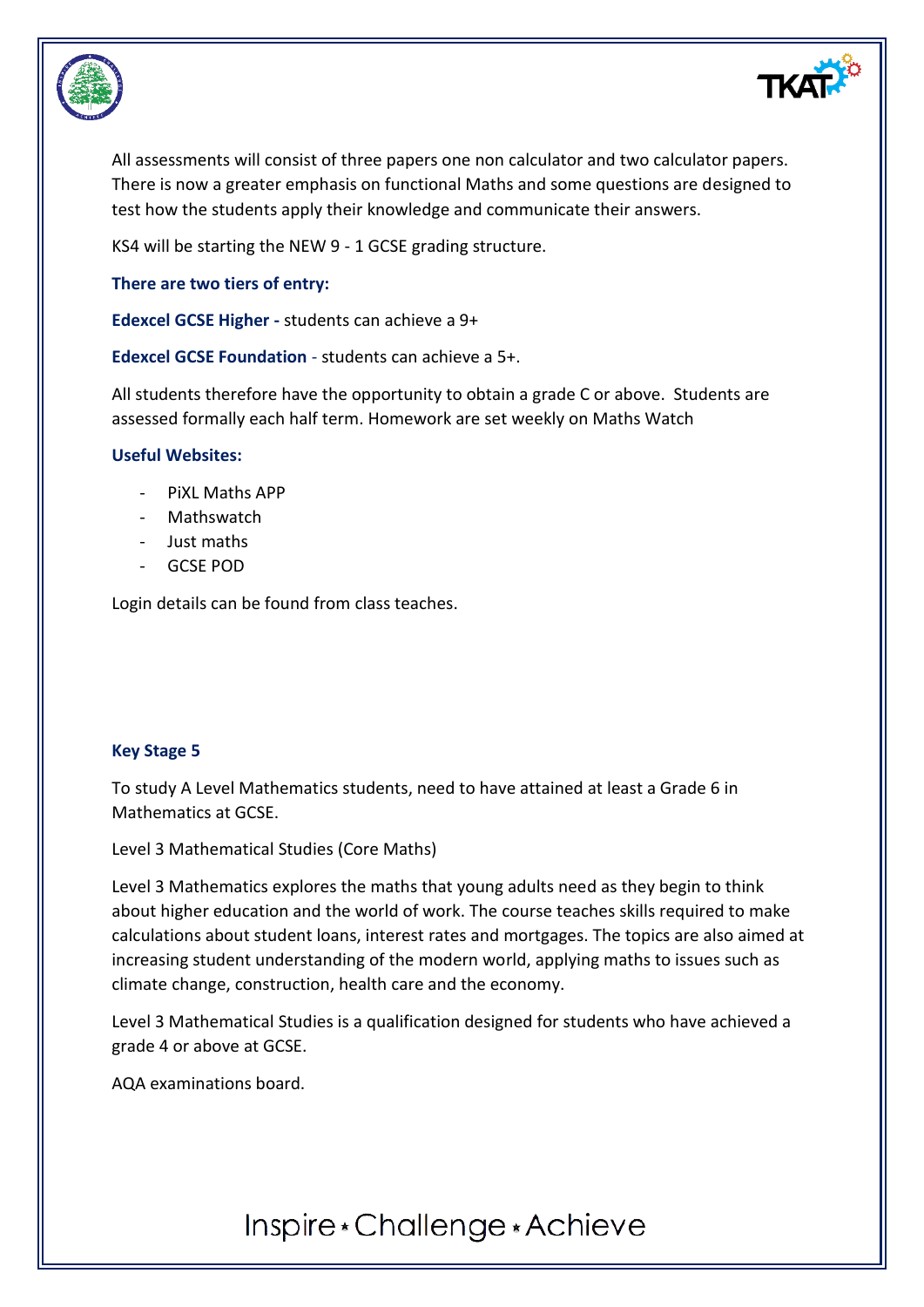All assessments will consist of three papers one non calculator and two calculator papers. There is now a greater emphasis on functional Maths and some questions are designed to test how the students apply their knowledge and communicate their answers.

KS4 will be starting the NEW 9 - 1 GCSE grading structure.

**There are two tiers of entry:**

**Edexcel GCSE Higher -** students can achieve a 9+

**Edexcel GCSE Foundation** - students can achieve a 5+.

All students therefore have the opportunity to obtain a grade C or above. Students are assessed formally each half term. Homework are set weekly on Maths Watch

**Useful Websites:**

- PiXL Maths APP
- Mathswatch
- Just maths
- GCSE POD

Login details can be found from class teaches.

### Key Stage 5

To study A Level Mathematics students, need to have attained at least a Grade 6 in Mathematics at GCSE.

Level 3 Mathematical Studies (Core Maths)

Level 3 Mathematics explores the maths that young adults need as they begin to think about higher education and the world of work. The course teaches skills required to make calculations about student loans, interest rates and mortgages. The topics are also aimed at increasing student understanding of the modern world, applying maths to issues such as climate change, construction, health care and the economy.

Level 3 Mathematical Studies is a qualification designed for students who have achieved a grade 4 or above at GCSE.

AQA examinations board.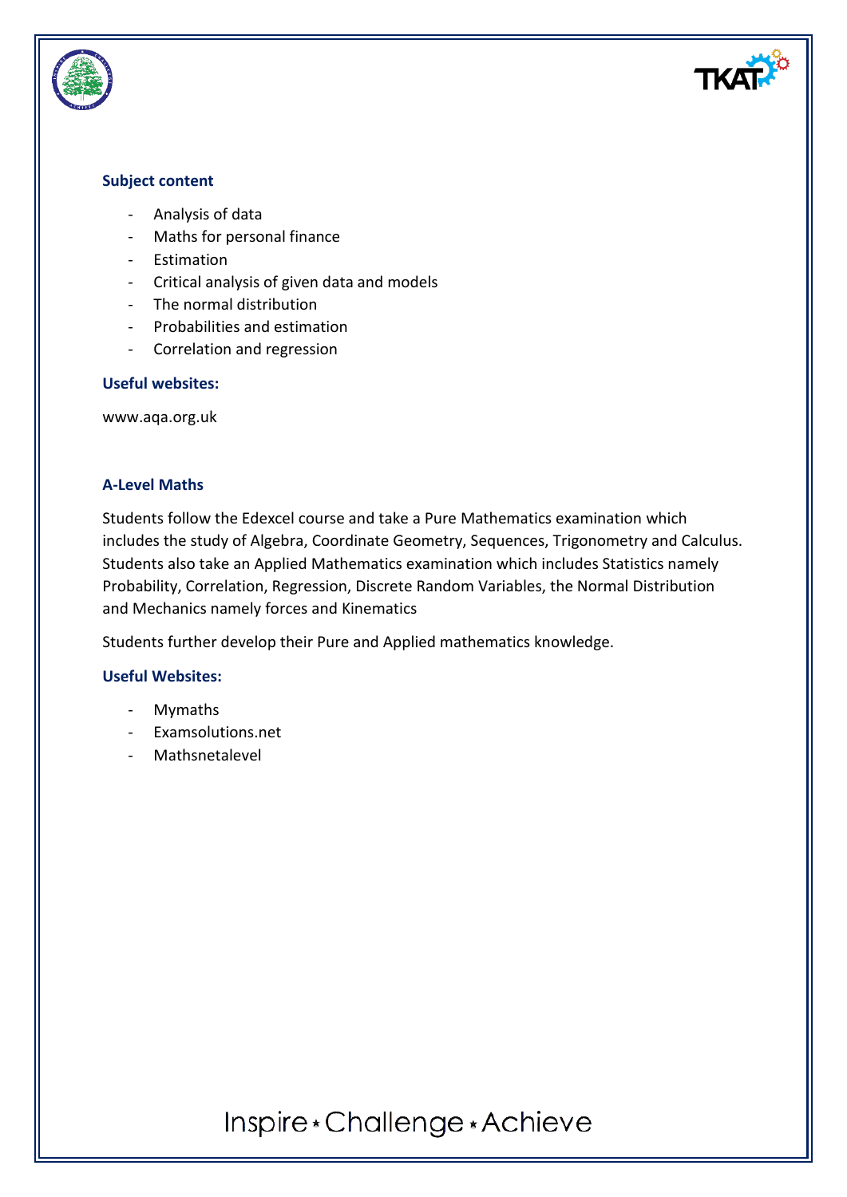### Subject content

- Analysis of data
- Maths for personal finance
- Estimation
- Critical analysis of given data and models
- The normal distribution
- Probabilities and estimation
- Correlation and regression

### Useful websites:

www.aqa.org.uk

### A-Level Maths

Students follow the Edexcel course and take a Pure Mathematics examination which includes the study of Algebra, Coordinate Geometry, Sequences, Trigonometry and Calculus. Students also take an Applied Mathematics examination which includes Statistics namely Probability, Correlation, Regression, Discrete Random Variables, the Normal Distribution and Mechanics namely forces and Kinematics

Students further develop their Pure and Applied mathematics knowledge.

### Useful Websites:

- Mymaths
- Examsolutions.net
- Mathsnetalevel